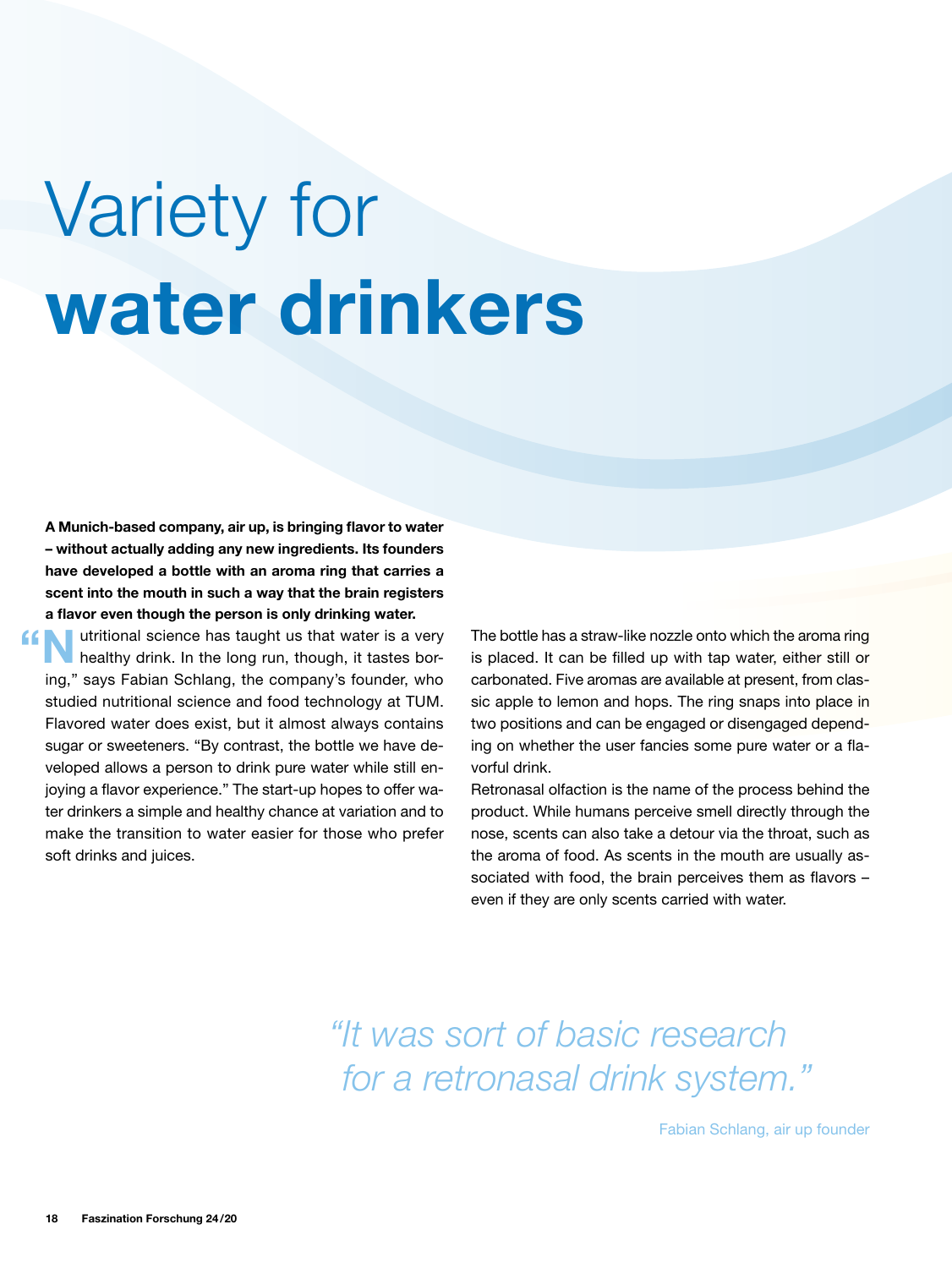# Variety for **water drinkers**

**A Munich-based company, air up, is bringing flavor to water – without actually adding any new ingredients. Its founders have developed a bottle with an aroma ring that carries a scent into the mouth in such a way that the brain registers a flavor even though the person is only drinking water.**

"Nutritional science has taught us that water is a very healthy drink. In the long run, though, it tastes boring," says Fabian Schlang, the company's founder, who studied nutritional science and food technology at TUM. Flavored water does exist, but it almost always contains sugar or sweeteners. "By contrast, the bottle we have developed allows a person to drink pure water while still enjoying a flavor experience." The start-up hopes to offer water drinkers a simple and healthy chance at variation and to make the transition to water easier for those who prefer soft drinks and juices.

The bottle has a straw-like nozzle onto which the aroma ring is placed. It can be filled up with tap water, either still or carbonated. Five aromas are available at present, from classic apple to lemon and hops. The ring snaps into place in two positions and can be engaged or disengaged depending on whether the user fancies some pure water or a flavorful drink.

Retronasal olfaction is the name of the process behind the product. While humans perceive smell directly through the nose, scents can also take a detour via the throat, such as the aroma of food. As scents in the mouth are usually associated with food, the brain perceives them as flavors – even if they are only scents carried with water.

> *"It was sort of basic research for a retronasal drink system."*
>
> Fabian Schlang, air up founder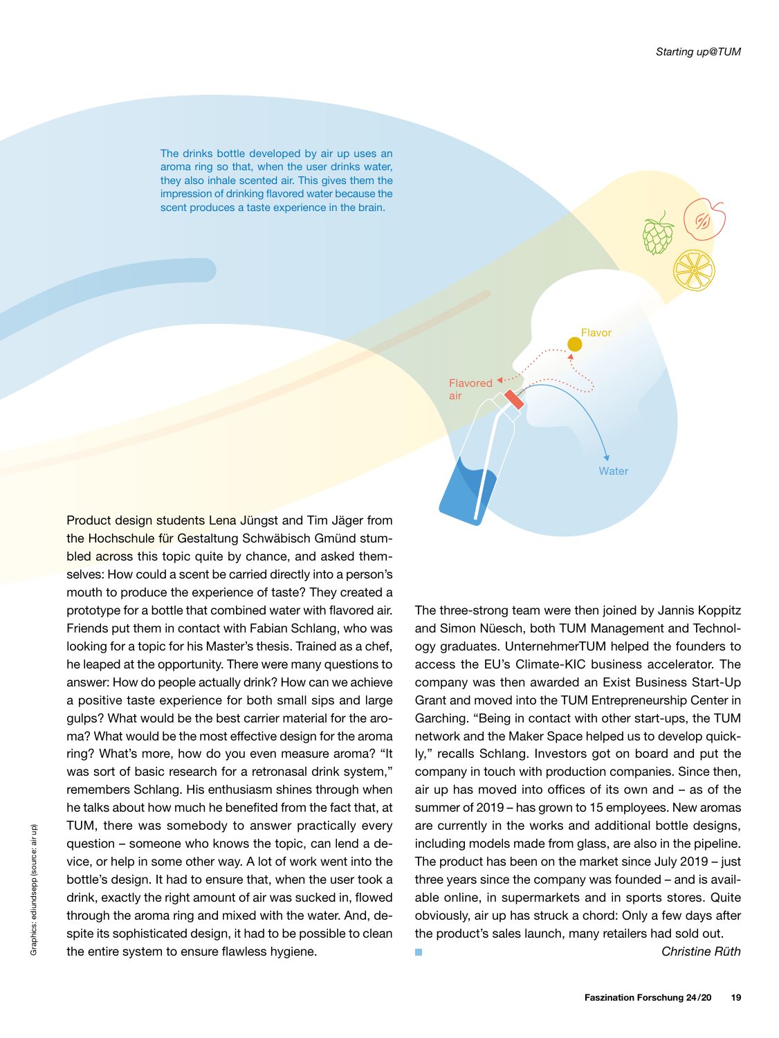The drinks bottle developed by air up uses an aroma ring so that, when the user drinks water, they also inhale scented air. This gives them the impression of drinking flavored water because the scent produces a taste experience in the brain.

Flavor

Flavored air

Water

Product design students Lena Jüngst and Tim Jäger from the Hochschule für Gestaltung Schwäbisch Gmünd stumbled across this topic quite by chance, and asked themselves: How could a scent be carried directly into a person's mouth to produce the experience of taste? They created a prototype for a bottle that combined water with flavored air. Friends put them in contact with Fabian Schlang, who was looking for a topic for his Master's thesis. Trained as a chef, he leaped at the opportunity. There were many questions to answer: How do people actually drink? How can we achieve a positive taste experience for both small sips and large gulps? What would be the best carrier material for the aroma? What would be the most effective design for the aroma ring? What's more, how do you even measure aroma? "It was sort of basic research for a retronasal drink system," remembers Schlang. His enthusiasm shines through when he talks about how much he benefited from the fact that, at TUM, there was somebody to answer practically every question – someone who knows the topic, can lend a device, or help in some other way. A lot of work went into the bottle's design. It had to ensure that, when the user took a drink, exactly the right amount of air was sucked in, flowed through the aroma ring and mixed with the water. And, despite its sophisticated design, it had to be possible to clean the entire system to ensure flawless hygiene.

The three-strong team were then joined by Jannis Koppitz and Simon Nüesch, both TUM Management and Technology graduates. UnternehmerTUM helped the founders to access the EU's Climate-KIC business accelerator. The company was then awarded an Exist Business Start-Up Grant and moved into the TUM Entrepreneurship Center in Garching. "Being in contact with other start-ups, the TUM network and the Maker Space helped us to develop quickly," recalls Schlang. Investors got on board and put the company in touch with production companies. Since then, air up has moved into offices of its own and – as of the summer of 2019 – has grown to 15 employees. New aromas are currently in the works and additional bottle designs, including models made from glass, are also in the pipeline. The product has been on the market since July 2019 – just three years since the company was founded – and is available online, in supermarkets and in sports stores. Quite obviously, air up has struck a chord: Only a few days after the product's sales launch, many retailers had sold out.

*Christine Rüth*

Graphics: ediundsepp (source: air up)